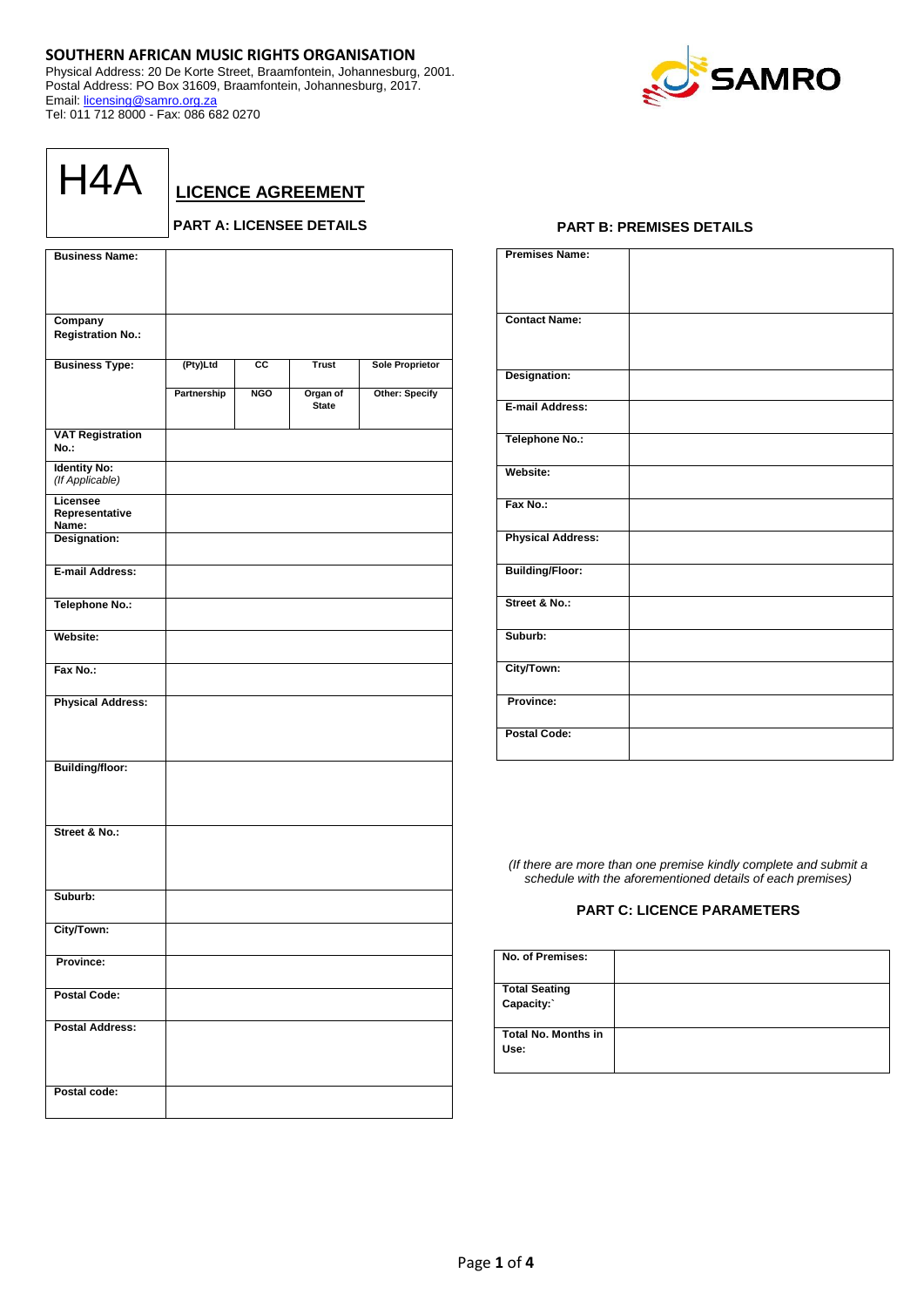**SOUTHERN AFRICAN MUSIC RIGHTS ORGANISATION**
Physical Address: 20 De Korte Street, Braamfontein, Johannesburg, 2001.
Postal Address: PO Box 31609, Braamfontein, Johannesburg, 2017.
Email: licensing@samro.org.za
Tel: 011 712 8000 - Fax: 086 682 0270

SAMRO

# H4A

## LICENCE AGREEMENT

### PART A: LICENSEE DETAILS

| | | | | |
|---|---|---|---|---|
| **Business Name:** | | | | |
| **Company Registration No.:** | | | | |
| **Business Type:** | (Pty)Ltd | CC | Trust | Sole Proprietor |
| | Partnership | NGO | Organ of State | Other: Specify |
| **VAT Registration No.:** | | | | |
| **Identity No:** *(If Applicable)* | | | | |
| **Licensee Representative Name:** | | | | |
| **Designation:** | | | | |
| **E-mail Address:** | | | | |
| **Telephone No.:** | | | | |
| **Website:** | | | | |
| **Fax No.:** | | | | |
| **Physical Address:** | | | | |
| **Building/floor:** | | | | |
| **Street & No.:** | | | | |
| **Suburb:** | | | | |
| **City/Town:** | | | | |
| **Province:** | | | | |
| **Postal Code:** | | | | |
| **Postal Address:** | | | | |
| **Postal code:** | | | | |

### PART B: PREMISES DETAILS

| | |
|---|---|
| **Premises Name:** | |
| **Contact Name:** | |
| **Designation:** | |
| **E-mail Address:** | |
| **Telephone No.:** | |
| **Website:** | |
| **Fax No.:** | |
| **Physical Address:** | |
| **Building/Floor:** | |
| **Street & No.:** | |
| **Suburb:** | |
| **City/Town:** | |
| **Province:** | |
| **Postal Code:** | |

*(If there are more than one premise kindly complete and submit a schedule with the aforementioned details of each premises)*

### PART C: LICENCE PARAMETERS

| | |
|---|---|
| **No. of Premises:** | |
| **Total Seating Capacity:`** | |
| **Total No. Months in Use:** | |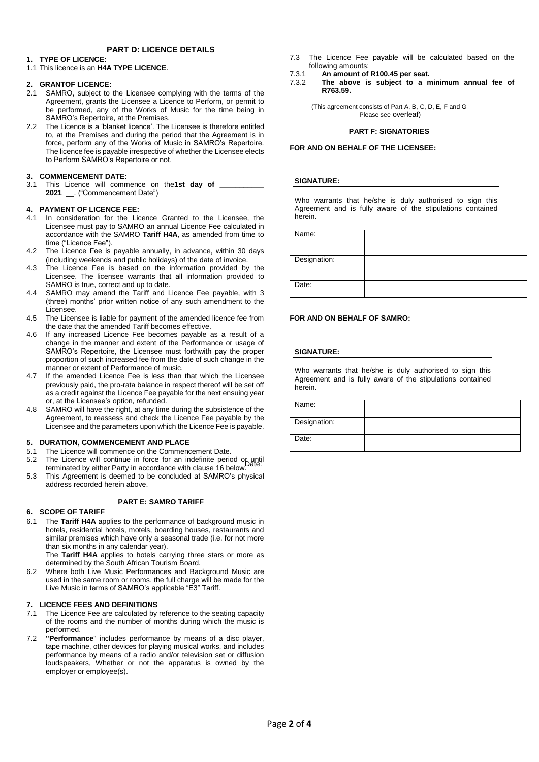## PART D: LICENCE DETAILS

**1. TYPE OF LICENCE:**

1.1 This licence is an **H4A TYPE LICENCE**.

**2. GRANTOF LICENCE:**

2.1 SAMRO, subject to the Licensee complying with the terms of the Agreement, grants the Licensee a Licence to Perform, or permit to be performed, any of the Works of Music for the time being in SAMRO's Repertoire, at the Premises.

2.2 The Licence is a 'blanket licence'. The Licensee is therefore entitled to, at the Premises and during the period that the Agreement is in force, perform any of the Works of Music in SAMRO's Repertoire. The licence fee is payable irrespective of whether the Licensee elects to Perform SAMRO's Repertoire or not.

**3. COMMENCEMENT DATE:**

3.1 This Licence will commence on the**1st day of \_\_\_\_\_\_\_\_\_\_\_ 2021**\_\_\_. ("Commencement Date")

**4. PAYMENT OF LICENCE FEE:**

4.1 In consideration for the Licence Granted to the Licensee, the Licensee must pay to SAMRO an annual Licence Fee calculated in accordance with the SAMRO **Tariff H4A**, as amended from time to time ("Licence Fee").

4.2 The Licence Fee is payable annually, in advance, within 30 days (including weekends and public holidays) of the date of invoice.

4.3 The Licence Fee is based on the information provided by the Licensee. The licensee warrants that all information provided to SAMRO is true, correct and up to date.

4.4 SAMRO may amend the Tariff and Licence Fee payable, with 3 (three) months' prior written notice of any such amendment to the Licensee.

4.5 The Licensee is liable for payment of the amended licence fee from the date that the amended Tariff becomes effective.

4.6 If any increased Licence Fee becomes payable as a result of a change in the manner and extent of the Performance or usage of SAMRO's Repertoire, the Licensee must forthwith pay the proper proportion of such increased fee from the date of such change in the manner or extent of Performance of music.

4.7 If the amended Licence Fee is less than that which the Licensee previously paid, the pro-rata balance in respect thereof will be set off as a credit against the Licence Fee payable for the next ensuing year or, at the Licensee's option, refunded.

4.8 SAMRO will have the right, at any time during the subsistence of the Agreement, to reassess and check the Licence Fee payable by the Licensee and the parameters upon which the Licence Fee is payable.

**5. DURATION, COMMENCEMENT AND PLACE**

5.1 The Licence will commence on the Commencement Date.

5.2 The Licence will continue in force for an indefinite period or until terminated by either Party in accordance with clause 16 below. Date:

5.3 This Agreement is deemed to be concluded at SAMRO's physical address recorded herein above.

## PART E: SAMRO TARIFF

**6. SCOPE OF TARIFF**

6.1 The **Tariff H4A** applies to the performance of background music in hotels, residential hotels, motels, boarding houses, restaurants and similar premises which have only a seasonal trade (i.e. for not more than six months in any calendar year).
The **Tariff H4A** applies to hotels carrying three stars or more as determined by the South African Tourism Board.

6.2 Where both Live Music Performances and Background Music are used in the same room or rooms, the full charge will be made for the Live Music in terms of SAMRO's applicable "E3" Tariff.

**7. LICENCE FEES AND DEFINITIONS**

7.1 The Licence Fee are calculated by reference to the seating capacity of the rooms and the number of months during which the music is performed.

7.2 **"Performance**" includes performance by means of a disc player, tape machine, other devices for playing musical works, and includes performance by means of a radio and/or television set or diffusion loudspeakers, Whether or not the apparatus is owned by the employer or employee(s).

7.3 The Licence Fee payable will be calculated based on the following amounts:

7.3.1 **An amount of R100.45 per seat.**

7.3.2 **The above is subject to a minimum annual fee of R763.59.**

(This agreement consists of Part A, B, C, D, E, F and G
Please see overleaf)

## PART F: SIGNATORIES

**FOR AND ON BEHALF OF THE LICENSEE:**

**SIGNATURE:**

Who warrants that he/she is duly authorised to sign this Agreement and is fully aware of the stipulations contained herein.

| Name: | |
|---|---|
| Designation: | |
| Date: | |

**FOR AND ON BEHALF OF SAMRO:**

**SIGNATURE:**

Who warrants that he/she is duly authorised to sign this Agreement and is fully aware of the stipulations contained herein.

| Name: | |
|---|---|
| Designation: | |
| Date: | |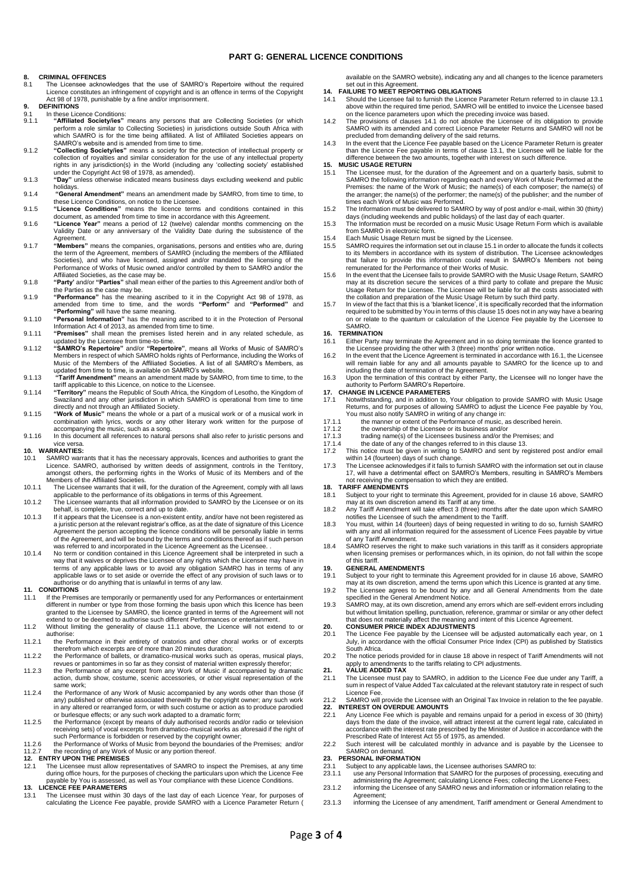# PART G: GENERAL LICENCE CONDITIONS

**8. CRIMINAL OFFENCES**

8.1 The Licensee acknowledges that the use of SAMRO's Repertoire without the required Licence constitutes an infringement of copyright and is an offence in terms of the Copyright Act 98 of 1978, punishable by a fine and/or imprisonment.

**9. DEFINITIONS**

9.1 In these Licence Conditions:

9.1.1 **"Affiliated Society/ies"** means any persons that are Collecting Societies (or which perform a role similar to Collecting Societies) in jurisdictions outside South Africa with which SAMRO is for the time being affiliated. A list of Affiliated Societies appears on SAMRO's website and is amended from time to time.

9.1.2 **"Collecting Society/ies"** means a society for the protection of intellectual property or collection of royalties and similar consideration for the use of any intellectual property rights in any jurisdiction(s) in the World (including any 'collecting society' established under the Copyright Act 98 of 1978, as amended).

9.1.3 **"Day"** unless otherwise indicated means business days excluding weekend and public holidays.

9.1.4 **"General Amendment"** means an amendment made by SAMRO, from time to time, to these Licence Conditions, on notice to the Licensee.

9.1.5 **"Licence Conditions"** means the licence terms and conditions contained in this document, as amended from time to time in accordance with this Agreement.

9.1.6 **"Licence Year"** means a period of 12 (twelve) calendar months commencing on the Validity Date or any anniversary of the Validity Date during the subsistence of the Agreement.

9.1.7 **"Members"** means the companies, organisations, persons and entities who are, during the term of the Agreement, members of SAMRO (including the members of the Affiliated Societies), and who have licensed, assigned and/or mandated the licensing of the Performance of Works of Music owned and/or controlled by them to SAMRO and/or the Affiliated Societies, as the case may be.

9.1.8 **"Party'** and/or **"Parties"** shall mean either of the parties to this Agreement and/or both of the Parties as the case may be.

9.1.9 **"Performance"** has the meaning ascribed to it in the Copyright Act 98 of 1978, as amended from time to time, and the words **"Perform"** and **"Performed"** and **"Performing"** will have the same meaning.

9.1.10 **"Personal Information"** has the meaning ascribed to it in the Protection of Personal Information Act 4 of 2013, as amended from time to time.

9.1.11 **"Premises"** shall mean the premises listed herein and in any related schedule, as updated by the Licensee from time-to-time.

9.1.12 **"SAMRO's Repertoire"** and/or **"Repertoire"**, means all Works of Music of SAMRO's Members in respect of which SAMRO holds rights of Performance, including the Works of Music of the Members of the Affiliated Societies. A list of all SAMRO's Members, as updated from time to time, is available on SAMRO's website.

9.1.13 **"Tariff Amendment"** means an amendment made by SAMRO, from time to time, to the tariff applicable to this Licence, on notice to the Licensee.

9.1.14 **"Territory"** means the Republic of South Africa, the Kingdom of Lesotho, the Kingdom of Swaziland and any other jurisdiction in which SAMRO is operational from time to time directly and not through an Affiliated Society.

9.1.15 **"Work of Music"** means the whole or a part of a musical work or of a musical work in combination with lyrics, words or any other literary work written for the purpose of accompanying the music, such as a song.

9.1.16 In this document all references to natural persons shall also refer to juristic persons and vice versa.

**10. WARRANTIES:**

10.1 SAMRO warrants that it has the necessary approvals, licences and authorities to grant the Licence. SAMRO, authorised by written deeds of assignment, controls in the Territory, amongst others, the performing rights in the Works of Music of its Members and of the Members of the Affiliated Societies.

10.1.1 The Licensee warrants that it will, for the duration of the Agreement, comply with all laws applicable to the performance of its obligations in terms of this Agreement.

10.1.2 The Licensee warrants that all information provided to SAMRO by the Licensee or on its behalf, is complete, true, correct and up to date.

10.1.3 If it appears that the Licensee is a non-existent entity, and/or have not been registered as a juristic person at the relevant registrar's office, as at the date of signature of this Licence Agreement the person accepting the licence conditions will be personally liable in terms of the Agreement, and will be bound by the terms and conditions thereof as if such person was referred to and incorporated in the Licence Agreement as the Licensee. .

10.1.4 No term or condition contained in this Licence Agreement shall be interpreted in such a way that it waives or deprives the Licensee of any rights which the Licensee may have in terms of any applicable laws or to avoid any obligation SAMRO has in terms of any applicable laws or to set aside or override the effect of any provision of such laws or to authorise or do anything that is unlawful in terms of any law.

**11. CONDITIONS**

11.1 If the Premises are temporarily or permanently used for any Performances or entertainment different in number or type from those forming the basis upon which this licence has been granted to the Licensee by SAMRO, the licence granted in terms of the Agreement will not extend to or be deemed to authorise such different Performances or entertainment.

11.2 Without limiting the generality of clause 11.1 above, the Licence will not extend to or authorise:

11.2.1 the Performance in their entirety of oratorios and other choral works or of excerpts therefrom which excerpts are of more than 20 minutes duration;

11.2.2 the Performance of ballets, or dramatico-musical works such as operas, musical plays, revues or pantomimes in so far as they consist of material written expressly therefor;

11.2.3 the Performance of any excerpt from any Work of Music if accompanied by dramatic action, dumb show, costume, scenic accessories, or other visual representation of the same work;

11.2.4 the Performance of any Work of Music accompanied by any words other than those (if any) published or otherwise associated therewith by the copyright owner; any such work in any altered or rearranged form, or with such costume or action as to produce parodied or burlesque effects; or any such work adapted to a dramatic form;

11.2.5 the Performance (except by means of duly authorised records and/or radio or television receiving sets) of vocal excerpts from dramatico-musical works as aforesaid if the right of such Performance is forbidden or reserved by the copyright owner;

11.2.6 the Performance of Works of Music from beyond the boundaries of the Premises; and/or

11.2.7 the recording of any Work of Music or any portion thereof.

**12. ENTRY UPON THE PREMISES**

12.1 The Licensee must allow representatives of SAMRO to inspect the Premises, at any time during office hours, for the purposes of checking the particulars upon which the Licence Fee payable by You is assessed, as well as Your compliance with these Licence Conditions.

**13. LICENCE FEE PARAMETERS**

13.1 The Licensee must within 30 days of the last day of each Licence Year, for purposes of calculating the Licence Fee payable, provide SAMRO with a Licence Parameter Return ( available on the SAMRO website), indicating any and all changes to the licence parameters set out in this Agreement.

**14. FAILURE TO MEET REPORTING OBLIGATIONS**

14.1 Should the Licensee fail to furnish the Licence Parameter Return referred to in clause 13.1 above within the required time period, SAMRO will be entitled to invoice the Licensee based on the licence parameters upon which the preceding invoice was based.

14.2 The provisions of clauses 14.1 do not absolve the Licensee of its obligation to provide SAMRO with its amended and correct Licence Parameter Returns and SAMRO will not be precluded from demanding delivery of the said returns.

14.3 In the event that the Licence Fee payable based on the Licence Parameter Return is greater than the Licence Fee payable in terms of clause 13.1, the Licensee will be liable for the difference between the two amounts, together with interest on such difference.

**15. MUSIC USAGE RETURN**

15.1 The Licensee must, for the duration of the Agreement and on a quarterly basis, submit to SAMRO the following information regarding each and every Work of Music Performed at the Premises: the name of the Work of Music; the name(s) of each composer; the name(s) of the arranger; the name(s) of the performer; the name(s) of the publisher; and the number of times each Work of Music was Performed.

15.2 The Information must be delivered to SAMRO by way of post and/or e-mail, within 30 (thirty) days (including weekends and public holidays) of the last day of each quarter.

15.3 The Information must be recorded on a music Music Usage Return Form which is available from SAMRO in electronic form.

15.4 Each Music Usage Return must be signed by the Licensee.

15.5 SAMRO requires the information set out in clause 15.1 in order to allocate the funds it collects to its Members in accordance with its system of distribution. The Licensee acknowledges that failure to provide this information could result in SAMRO's Members not being remunerated for the Performance of their Works of Music.

15.6 In the event that the Licensee fails to provide SAMRO with the Music Usage Return, SAMRO may at its discretion secure the services of a third party to collate and prepare the Music Usage Return for the Licensee. The Licensee will be liable for all the costs associated with the collation and preparation of the Music Usage Return by such third party.

15.7 In view of the fact that this is a 'blanket licence', it is specifically recorded that the information required to be submitted by You in terms of this clause 15 does not in any way have a bearing on or relate to the quantum or calculation of the Licence Fee payable by the Licensee to SAMRO.

**16. TERMINATION**

16.1 Either Party may terminate the Agreement and in so doing terminate the licence granted to the Licensee providing the other with 3 (three) months' prior written notice.

16.2 In the event that the Licence Agreement is terminated in accordance with 16.1, the Licensee will remain liable for any and all amounts payable to SAMRO for the licence up to and including the date of termination of the Agreement.

16.3 Upon the termination of this contract by either Party, the Licensee will no longer have the authority to Perform SAMRO's Repertoire.

**17. CHANGE IN LICENCE PARAMETERS**

17.1 Notwithstanding, and in addition to, Your obligation to provide SAMRO with Music Usage Returns, and for purposes of allowing SAMRO to adjust the Licence Fee payable by You, You must also notify SAMRO in writing of any change in:

17.1.1 the manner or extent of the Performance of music, as described herein.

17.1.2 the ownership of the Licensee or its business and/or

17.1.3 trading name(s) of the Licensees business and/or the Premises; and

17.1.4 the date of any of the changes referred to in this clause 13.

17.2 This notice must be given in writing to SAMRO and sent by registered post and/or email within 14 (fourteen) days of such change.

17.3 The Licensee acknowledges if it fails to furnish SAMRO with the information set out in clause 17, will have a detrimental effect on SAMRO's Members, resulting in SAMRO's Members not receiving the compensation to which they are entitled.

**18. TARIFF AMENDMENTS**

18.1 Subject to your right to terminate this Agreement, provided for in clause 16 above, SAMRO may at its own discretion amend its Tariff at any time.

18.2 Any Tariff Amendment will take effect 3 (three) months after the date upon which SAMRO notifies the Licensee of such the amendment to the Tariff.

18.3 You must, within 14 (fourteen) days of being requested in writing to do so, furnish SAMRO with any and all information required for the assessment of Licence Fees payable by virtue of any Tariff Amendment.

18.4 SAMRO reserves the right to make such variations in this tariff as it considers appropriate when licensing premises or performances which, in its opinion, do not fall within the scope of this tariff.

**19. GENERAL AMENDMENTS**

19.1 Subject to your right to terminate this Agreement provided for in clause 16 above, SAMRO may at its own discretion, amend the terms upon which this Licence is granted at any time.

19.2 The Licensee agrees to be bound by any and all General Amendments from the date specified in the General Amendment Notice.

19.3 SAMRO may, at its own discretion, amend any errors which are self-evident errors including but without limitation spelling, punctuation, reference, grammar or similar or any other defect that does not materially affect the meaning and intent of this Licence Agreement.

**20. CONSUMER PRICE INDEX ADJUSTMENTS**

20.1 The Licence Fee payable by the Licensee will be adjusted automatically each year, on 1 July, in accordance with the official Consumer Price Index (CPI) as published by Statistics South Africa.

20.2 The notice periods provided for in clause 18 above in respect of Tariff Amendments will not apply to amendments to the tariffs relating to CPI adjustments.

**21. VALUE ADDED TAX**

21.1 The Licensee must pay to SAMRO, in addition to the Licence Fee due under any Tariff, a sum in respect of Value Added Tax calculated at the relevant statutory rate in respect of such Licence Fee.

21.2 SAMRO will provide the Licensee with an Original Tax Invoice in relation to the fee payable.

**22. INTEREST ON OVERDUE AMOUNTS**

22.1 Any Licence Fee which is payable and remains unpaid for a period in excess of 30 (thirty) days from the date of the invoice, will attract interest at the current legal rate, calculated in accordance with the interest rate prescribed by the Minister of Justice in accordance with the Prescribed Rate of Interest Act 55 of 1975, as amended.

22.2 Such interest will be calculated monthly in advance and is payable by the Licensee to SAMRO on demand.

**23. PERSONAL INFORMATION**

23.1 Subject to any applicable laws, the Licensee authorises SAMRO to:

23.1.1 use any Personal Information that SAMRO for the purposes of processing, executing and administering the Agreement; calculating Licence Fees; collecting the Licence Fees;

23.1.2 informing the Licensee of any SAMRO news and information or information relating to the Agreement;

23.1.3 informing the Licensee of any amendment, Tariff amendment or General Amendment to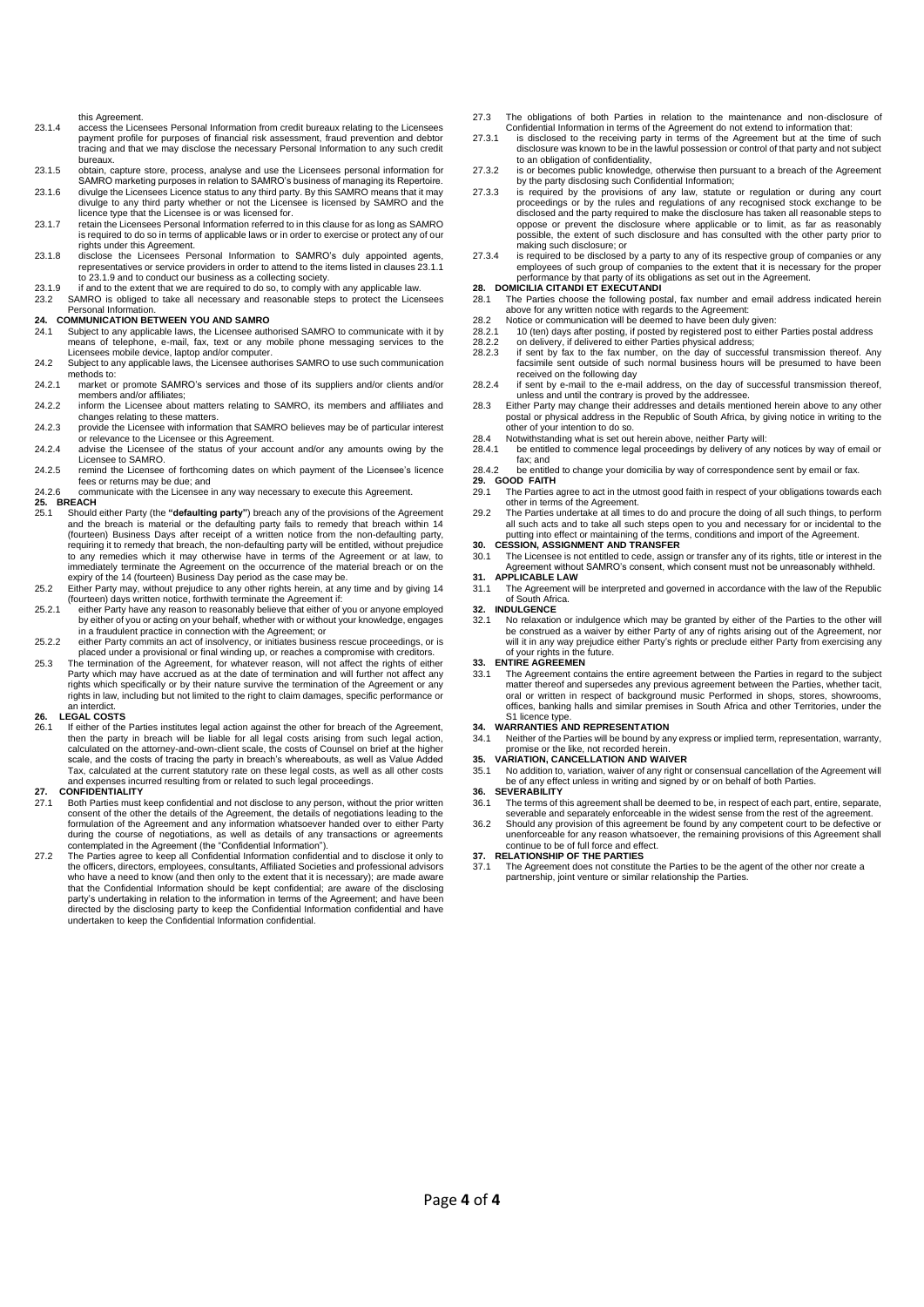this Agreement.

23.1.4 access the Licensees Personal Information from credit bureaux relating to the Licensees payment profile for purposes of financial risk assessment, fraud prevention and debtor tracing and that we may disclose the necessary Personal Information to any such credit bureaux.

23.1.5 obtain, capture store, process, analyse and use the Licensees personal information for SAMRO marketing purposes in relation to SAMRO's business of managing its Repertoire.

23.1.6 divulge the Licensees Licence status to any third party. By this SAMRO means that it may divulge to any third party whether or not the Licensee is licensed by SAMRO and the licence type that the Licensee is or was licensed for.

23.1.7 retain the Licensees Personal Information referred to in this clause for as long as SAMRO is required to do so in terms of applicable laws or in order to exercise or protect any of our rights under this Agreement.

23.1.8 disclose the Licensees Personal Information to SAMRO's duly appointed agents, representatives or service providers in order to attend to the items listed in clauses 23.1.1 to 23.1.9 and to conduct our business as a collecting society.

23.1.9 if and to the extent that we are required to do so, to comply with any applicable law.

23.2 SAMRO is obliged to take all necessary and reasonable steps to protect the Licensees Personal Information.

## 24. COMMUNICATION BETWEEN YOU AND SAMRO

24.1 Subject to any applicable laws, the Licensee authorised SAMRO to communicate with it by means of telephone, e-mail, fax, text or any mobile phone messaging services to the Licensees mobile device, laptop and/or computer.

24.2 Subject to any applicable laws, the Licensee authorises SAMRO to use such communication methods to:

24.2.1 market or promote SAMRO's services and those of its suppliers and/or clients and/or members and/or affiliates;

24.2.2 inform the Licensee about matters relating to SAMRO, its members and affiliates and changes relating to these matters.

24.2.3 provide the Licensee with information that SAMRO believes may be of particular interest or relevance to the Licensee or this Agreement.

24.2.4 advise the Licensee of the status of your account and/or any amounts owing by the Licensee to SAMRO.

24.2.5 remind the Licensee of forthcoming dates on which payment of the Licensee's licence fees or returns may be due; and

24.2.6 communicate with the Licensee in any way necessary to execute this Agreement.

## 25. BREACH

25.1 Should either Party (the "**defaulting party**") breach any of the provisions of the Agreement and the breach is material or the defaulting party fails to remedy that breach within 14 (fourteen) Business Days after receipt of a written notice from the non-defaulting party, requiring it to remedy that breach, the non-defaulting party will be entitled, without prejudice to any remedies which it may otherwise have in terms of the Agreement or at law, to immediately terminate the Agreement on the occurrence of the material breach or on the expiry of the 14 (fourteen) Business Day period as the case may be.

25.2 Either Party may, without prejudice to any other rights herein, at any time and by giving 14 (fourteen) days written notice, forthwith terminate the Agreement if:

25.2.1 either Party have any reason to reasonably believe that either of you or anyone employed by either of you or acting on your behalf, whether with or without your knowledge, engages in a fraudulent practice in connection with the Agreement; or

25.2.2 either Party commits an act of insolvency, or initiates business rescue proceedings, or is placed under a provisional or final winding up, or reaches a compromise with creditors.

25.3 The termination of the Agreement, for whatever reason, will not affect the rights of either Party which may have accrued as at the date of termination and will further not affect any rights which specifically or by their nature survive the termination of the Agreement or any rights in law, including but not limited to the right to claim damages, specific performance or an interdict.

## 26. LEGAL COSTS

26.1 If either of the Parties institutes legal action against the other for breach of the Agreement, then the party in breach will be liable for all legal costs arising from such legal action, calculated on the attorney-and-own-client scale, the costs of Counsel on brief at the higher scale, and the costs of tracing the party in breach's whereabouts, as well as Value Added Tax, calculated at the current statutory rate on these legal costs, as well as all other costs and expenses incurred resulting from or related to such legal proceedings.

## 27. CONFIDENTIALITY

27.1 Both Parties must keep confidential and not disclose to any person, without the prior written consent of the other the details of the Agreement, the details of negotiations leading to the formulation of the Agreement and any information whatsoever handed over to either Party during the course of negotiations, as well as details of any transactions or agreements contemplated in the Agreement (the "Confidential Information").

27.2 The Parties agree to keep all Confidential Information confidential and to disclose it only to the officers, directors, employees, consultants, Affiliated Societies and professional advisors who have a need to know (and then only to the extent that it is necessary); are made aware that the Confidential Information should be kept confidential; are aware of the disclosing party's undertaking in relation to the information in terms of the Agreement; and have been directed by the disclosing party to keep the Confidential Information confidential and have undertaken to keep the Confidential Information confidential.

27.3 The obligations of both Parties in relation to the maintenance and non-disclosure of Confidential Information in terms of the Agreement do not extend to information that:

27.3.1 is disclosed to the receiving party in terms of the Agreement but at the time of such disclosure was known to be in the lawful possession or control of that party and not subject to an obligation of confidentiality,

27.3.2 is or becomes public knowledge, otherwise then pursuant to a breach of the Agreement by the party disclosing such Confidential Information;

27.3.3 is required by the provisions of any law, statute or regulation or during any court proceedings or by the rules and regulations of any recognised stock exchange to be disclosed and the party required to make the disclosure has taken all reasonable steps to oppose or prevent the disclosure where applicable or to limit, as far as reasonably possible, the extent of such disclosure and has consulted with the other party prior to making such disclosure; or

27.3.4 is required to be disclosed by a party to any of its respective group of companies or any employees of such group of companies to the extent that it is necessary for the proper performance by that party of its obligations as set out in the Agreement.

## 28. DOMICILIA CITANDI ET EXECUTANDI

28.1 The Parties choose the following postal, fax number and email address indicated herein above for any written notice with regards to the Agreement:

28.2 Notice or communication will be deemed to have been duly given:

28.2.1 10 (ten) days after posting, if posted by registered post to either Parties postal address

28.2.2 on delivery, if delivered to either Parties physical address;

28.2.3 if sent by fax to the fax number, on the day of successful transmission thereof. Any facsimile sent outside of such normal business hours will be presumed to have been received on the following day

28.2.4 if sent by e-mail to the e-mail address, on the day of successful transmission thereof, unless and until the contrary is proved by the addressee.

28.3 Either Party may change their addresses and details mentioned herein above to any other postal or physical address in the Republic of South Africa, by giving notice in writing to the other of your intention to do so.

28.4 Notwithstanding what is set out herein above, neither Party will:

28.4.1 be entitled to commence legal proceedings by delivery of any notices by way of email or fax; and

28.4.2 be entitled to change your domicilia by way of correspondence sent by email or fax.

## 29. GOOD FAITH

29.1 The Parties agree to act in the utmost good faith in respect of your obligations towards each other in terms of the Agreement.

29.2 The Parties undertake at all times to do and procure the doing of all such things, to perform all such acts and to take all such steps open to you and necessary for or incidental to the putting into effect or maintaining of the terms, conditions and import of the Agreement.

## 30. CESSION, ASSIGNMENT AND TRANSFER

30.1 The Licensee is not entitled to cede, assign or transfer any of its rights, title or interest in the Agreement without SAMRO's consent, which consent must not be unreasonably withheld.

## 31. APPLICABLE LAW

31.1 The Agreement will be interpreted and governed in accordance with the law of the Republic of South Africa.

## 32. INDULGENCE

32.1 No relaxation or indulgence which may be granted by either of the Parties to the other will be construed as a waiver by either Party of any of rights arising out of the Agreement, nor will it in any way prejudice either Party's rights or preclude either Party from exercising any of your rights in the future.

## 33. ENTIRE AGREEMEN

33.1 The Agreement contains the entire agreement between the Parties in regard to the subject matter thereof and supersedes any previous agreement between the Parties, whether tacit, oral or written in respect of background music Performed in shops, stores, showrooms, offices, banking halls and similar premises in South Africa and other Territories, under the S1 licence type.

## 34. WARRANTIES AND REPRESENTATION

34.1 Neither of the Parties will be bound by any express or implied term, representation, warranty, promise or the like, not recorded herein.

## 35. VARIATION, CANCELLATION AND WAIVER

35.1 No addition to, variation, waiver of any right or consensual cancellation of the Agreement will be of any effect unless in writing and signed by or on behalf of both Parties.

## 36. SEVERABILITY

36.1 The terms of this agreement shall be deemed to be, in respect of each part, entire, separate, severable and separately enforceable in the widest sense from the rest of the agreement.

36.2 Should any provision of this agreement be found by any competent court to be defective or unenforceable for any reason whatsoever, the remaining provisions of this Agreement shall continue to be of full force and effect.

## 37. RELATIONSHIP OF THE PARTIES

37.1 The Agreement does not constitute the Parties to be the agent of the other nor create a partnership, joint venture or similar relationship the Parties.